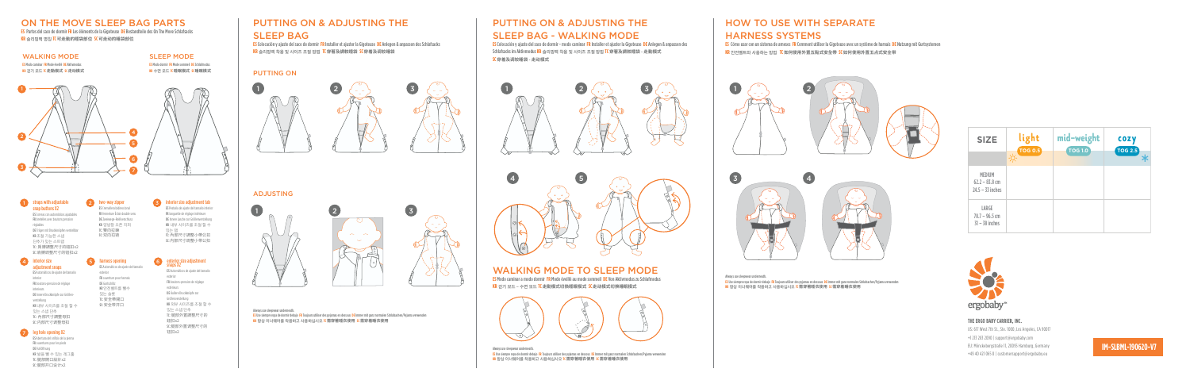# ON THE MOVE SLEEP BAG PARTS

ES Partes del saco de dormir FR Les éléments de la Gigoteuse DE Bestandteile des On The Move Schlafsacks
KR 슬리핑백 명칭 TC 可走動的睡袋部位 SC 可走动的睡袋部位

## WALKING MODE

ES Modo caminar FR Mode éveillé DE Aktivmodus
KR 걷기 모드 TC 走動模式 SC 走动模式

## SLEEP MODE

ES Modo dormir FR Mode sommeil DE Schlafmodus
KR 수면 모드 TC 睡眠模式 SC 睡眠模式

1 **straps with adjustable snap buttons X2**
ES Correas con automáticos ajustables
FR Bretelles avec boutons-pression réglables
DE Träger mit Druckknöpfen verstellbar
KR 조절 가능한 스냅 단추가 있는 스트랩
TC 肩帶調整尺寸的鈕扣x2
SC 肩带调整尺寸的纽扣x2

2 **two-way zipper**
ES Cremallera doble sentido
FR Fermeture Éclair double sens
DE Zweiwege-Reißverschluss
KR 양방향 오픈 지퍼
TC 雙向拉鍊
SC 双向拉链

3 **interior size adjustment tab**
ES Pestaña de ajuste del tamaño interior
FR Languette de réglage intérieure
DE Innere Lasche zur Größenverstellung
KR 내부 사이즈를 조절할 수 있는 탭
TC 內層尺寸調整小帶公扣
SC 内层尺寸调整小带公扣

4 **interior size adjustment snaps**
ES Automáticos de ajuste del tamaño interior
FR Boutons-pression de réglage intérieurs
DE Innere Druckknöpfe zur Größenverstellung
KR 내부 사이즈를 조절할 수 있는 스냅 단추
TC 內層尺寸調整母扣
SC 内层尺寸调整母扣

5 **harness opening**
ES Abertura para arnés
FR Ouverture pour harnais
DE Gurtschlitz
KR 안전벨트를 뺄 수 있는 슬롯
TC 安全帶開口
SC 安全带开口

6 **exterior size adjustment snaps X2**
ES Automáticos de ajuste del tamaño exterior
FR Boutons-pression de réglage extérieurs
DE Äußere Druckknöpfe zur Größenverstellung
KR 외부 사이즈를 조절할 수 있는 스냅 단추
TC 腿部外層調整尺寸的鈕扣x2
SC 腿部外层调整尺寸的纽扣x2

7 **leg hole opening X2**
ES Abertura del orificio de la pierna
FR Ouverture pour les jambes
DE Beinöffnung
KR 발을 뺄 수 있는 레그홀
TC 腿部開口鈕扣x2
SC 腿部开口纽扣x2

# PUTTING ON & ADJUSTING THE SLEEP BAG

ES Colocación y ajuste del saco de dormir FR Installer et ajuster la Gigoteuse DE Anlegen & anpassen des Schlafsacks
KR 슬리핑백 착용 및 사이즈 조절 방법 TC 穿著及調整睡袋 SC 穿着及调整睡袋

## PUTTING ON

## ADJUSTING

Always use sleepwear underneath.
ES Use siempre ropa de dormir debajo FR Toujours utiliser des pyjamas en dessous DE Immer mit ganz normalen Schlafsachen/Pyjama verwenden
KR 항상 이너웨어를 착용하십시오 TC 需穿著睡衣使用 SC 需穿着睡衣使用

# PUTTING ON & ADJUSTING THE SLEEP BAG - WALKING MODE

ES Colocación y ajuste del saco de dormir - modo caminar FR Installer et ajuster la Gigoteuse DE Anlegen & anpassen des Schlafsacks im Aktivmodus KR 슬리핑백 착용 및 사이즈 조절 방법 TC 穿著及調整睡袋 - 走動模式
SC 穿着及调整睡袋 - 走动模式

# WALKING MODE TO SLEEP MODE

ES Modo caminar a modo dormir FR Mode éveillé au mode sommeil DE Vom Aktivmodus zu Schlafmodus
KR 걷기 모드 - 수면 모드 TC 走動模式切換睡眠模式 SC 走动模式切换睡眠模式

Always use sleepwear underneath.
ES Use siempre ropa de dormir debajo FR Toujours utiliser des pyjamas en dessous DE Immer mit ganz normalen Schlafsachen/Pyjama verwenden
KR 항상 이너웨어를 착용하십시오 TC 需穿著睡衣使用 SC 需穿着睡衣使用

# HOW TO USE WITH SEPARATE HARNESS SYSTEMS

ES Cómo usar con un sistema de arneses FR Comment utiliser la Gigoteuse avec un système de harnais DE Nutzung mit Gurtsystemen
KR 안전벨트와 사용하는 방법 TC 如何使用外置五點式安全帶 SC 如何使用外置五点式安全带

Always use sleepwear underneath.
ES Use siempre ropa de dormir debajo FR Toujours utiliser des pyjamas en dessous DE Immer mit ganz normalen Schlafsachen/Pyjama verwenden
KR 항상 이너웨어를 착용하십시오 TC 需穿著睡衣使用 SC 需穿着睡衣使用

| SIZE | light TOG 0.5 | mid-weight TOG 1.0 | cozy TOG 2.5 |
| --- | --- | --- | --- |
| MEDIUM 62.2 – 83.8 cm 24.5 – 33 inches | | | |
| LARGE 78.7 – 96.5 cm 31 – 38 inches | | | |

ergobaby®

**THE ERGO BABY CARRIER, INC.**
US: 617 West 7th St., Ste. 1000, Los Angeles, CA 90017
+1 213 283 2090 | support@ergobaby.com
EU: Mönckebergstraße 11, 20095 Hamburg, Germany
+49 40 421 063 8 | customersupport@ergobaby.eu

IM-SLBML-190620-V7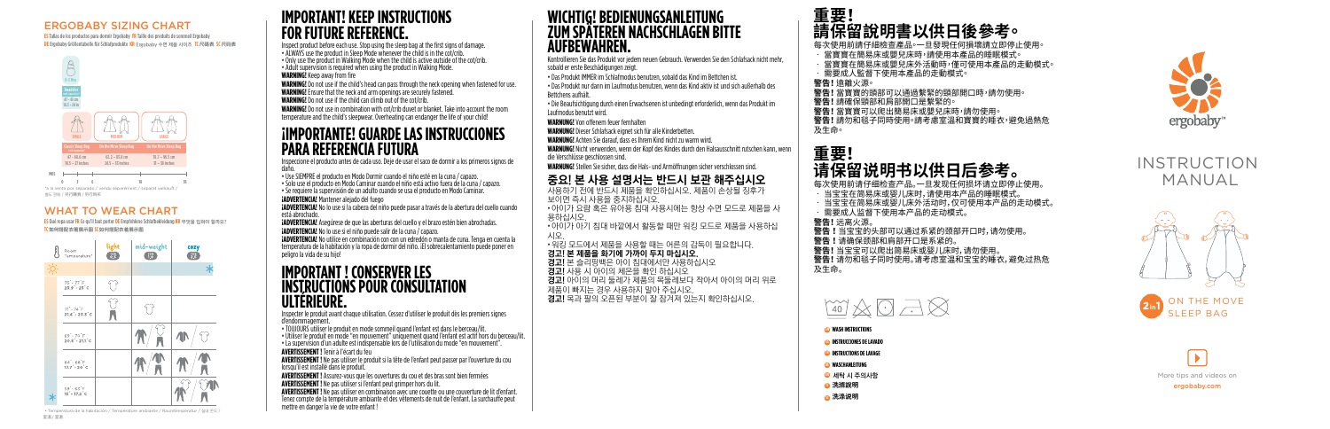## ERGOBABY SIZING CHART

**ES** Tallas de los productos para dormir Ergobaby **FR** Taille des produits du sommeil Ergobaby
**DE** Ergobaby Größentabelle für Schlafprodukte **KR** Ergobaby 수면 제품 사이즈 **TC** 尺碼表 **SC** 尺码表

0-3 Mos
Swaddler
47 – 61 cm
18.5 – 24 in

SMALL
Classic Sleep Bag
47 – 68.6 cm
18.5 – 27 inches

MEDIUM
On the Move Sleep Bag
62.2 – 85.1 cm
24.5 – 33 inches

LARGE
On the Move Sleep Bag
78.7 – 96.5 cm
31 – 38 inches

MOS
0 3 6 18 36

*Is le vente por separado / vendu séparément / separat verkauft / 另售 分售 / 单独销售 / 别の販売

## WHAT TO WEAR CHART

**ES** Qué ropa usar **FR** Ce qu'il faut porter **DE** Empfohlene Schlafbekleidung **KR** 무엇을 입혀야 할까요? **TC** 如何搭配衣着服外套 **SC** 如何搭配衣着服外套

Room* "temperature"
light 1.0 TOG
mid-weight 1.0 TOG
cozy 2.5 TOG

75° - 77° F
23.9° - 25° C

71° - 74° F
21.6° - 23.3° C

69° - 70° F
20.6° - 21.1° C

64° - 68° F
17.7° - 20° C

59° - 63° F
15° - 17.2° C

* Temperatura de la habitación / Température ambiante / Raumtemperatur / 실내 온도 / 室溫 / 室温

# IMPORTANT! KEEP INSTRUCTIONS FOR FUTURE REFERENCE.

Inspect product before each use. Stop using the sleep bag at the first signs of damage.
• ALWAYS use the product in Sleep Mode whenever the child is in the cot/crib.
• Only use the product in Walking Mode when the child is active outside of the cot/crib.
• Adult supervision is required when using the product in Walking Mode.
**WARNING!** Keep away from fire
**WARNING!** Do not use if the child's head can pass through the neck opening when fastened for use.
**WARNING!** Ensure that the neck and arm openings are securely fastened.
**WARNING!** Do not use if the child can climb out of the cot/crib.
**WARNING!** Do not use in combination with cot/crib duvet or blanket. Take into account the room temperature and the child's sleepwear. Overheating can endanger the life of your child!

# ¡IMPORTANTE! GUARDE LAS INSTRUCCIONES PARA REFERENCIA FUTURA

Inspeccione el producto antes de cada uso. Deje de usar el saco de dormir a los primeros signos de daño.
• Use SIEMPRE el producto en Modo Dormir cuando el niño esté en la cuna / capazo.
• Solo use el producto en Modo Caminar cuando el niño esta activo fuera de la cuna / capazo.
• Se requiere la supervisión de un adulto cuando se usa el producto en Modo Caminar.
**¡ADVERTENCIA!** Mantener alejado del fuego
**¡ADVERTENCIA!** No lo use si la cabeza del niño puede pasar a través de la abertura del cuello cuando está abrochado.
**¡ADVERTENCIA!** Asegúrese de que las aberturas del cuello y el brazo estén bien abrochadas.
**¡ADVERTENCIA!** No lo use si el niño puede salir de la cuna / capazo.
**¡ADVERTENCIA!** No utilice en combinación con con un edredón o manta de cuna. Tenga en cuenta la temperatura de la habitación y la ropa de dormir del niño. ¡El sobrecalentamiento puede poner en peligro la vida de su hijo!

# IMPORTANT ! CONSERVER LES INSTRUCTIONS POUR CONSULTATION ULTÉRIEURE.

Inspecter le produit avant chaque utilisation. Cessez d'utiliser le produit dès les premiers signes d'endommagement.
• TOUJOURS utiliser le produit en mode sommeil quand l'enfant est dans le berceau/lit.
• Utiliser le produit en mode "en mouvement" uniquement quand l'enfant est actif hors du berceau/lit.
• La supervision d'un adulte est indispensable lors de l'utilisation du mode "en mouvement".
**AVERTISSEMENT !** Tenir à l'écart du feu
**AVERTISSEMENT !** Ne pas utiliser le produit si la tête de l'enfant peut passer par l'ouverture du cou lorsqu'il est installé dans le produit.
**AVERTISSEMENT !** Assurez-vous que les ouvertures du cou et des bras sont bien fermées
**AVERTISSEMENT !** Ne pas utiliser si l'enfant peut grimper hors du lit.
**AVERTISSEMENT !** Ne pas utiliser en combinaison avec une couette ou une couverture de lit d'enfant. Tenez compte de la température ambiante et des vêtements de nuit de l'enfant. La surchauffe peut mettre en danger la vie de votre enfant !

# WICHTIG! BEDIENUNGSANLEITUNG ZUM SPÄTEREN NACHSCHLAGEN BITTE AUFBEWAHREN.

Kontrollieren Sie das Produkt vor jedem neuen Gebrauch. Verwenden Sie den Schlafsack nicht mehr, sobald er erste Beschädigungen zeigt.
• Das Produkt IMMER im Schlafmodus benutzen, sobald das Kind im Bettchen ist.
• Das Produkt nur dann im Laufmodus benutzen, wenn das Kind aktiv ist und sich außerhalb des Bettchens aufhält.
• Die Beaufsichtigung durch einen Erwachsenen ist unbedingt erforderlich, wenn das Produkt im Laufmodus benutzt wird.
**WARNUNG!** Von offenem Feuer fernhalten
**WARNUNG!** Dieser Schlafsack eignet sich für alle Kinderbetten.
**WARNUNG!** Achten Sie darauf, dass es Ihrem Kind nicht zu warm wird.
**WARNUNG!** Nicht verwenden, wenn der Kopf des Kindes durch den Halsausschnitt rutschen kann, wenn die Verschlüsse geschlossen sind.
**WARNUNG!** Stellen Sie sicher, dass die Hals- und Armöffnungen sicher verschlossen sind.

## 중요! 본 사용 설명서는 반드시 보관 해주십시오

사용하기 전에 반드시 제품을 확인하십시오. 제품이 손상될 징후가 보이면 즉시 사용을 중지하십시오.
• 아이가 요람 혹은 유아용 침대 사용시에는 항상 수면 모드로 제품을 사용하십시오.
• 아이가 아기 침대 바깥에서 활동할 때만 워킹 모드로 제품을 사용하십시오.
• 워킹 모드에서 제품을 사용할 때는 어른의 감독이 필요합니다.
**경고! 본 제품을 화기에 가까이 두지 마십시오.**
**경고!** 본 슬리핑백은 아이 침대에서만 사용하십시오
**경고!** 사용 시 아이의 체온을 확인 하십시오
**경고!** 아이의 머리 둘레가 제품의 목둘레보다 작아서 아이의 머리 위로 제품이 빠지는 경우 사용하지 말아 주십시오.
**경고!** 목과 팔의 오픈된 부분이 잘 잠겨져 있는지 확인하십시오.

# 重要！請保留說明書以供日後參考。

每次使用前請仔細檢查產品。一旦發現任何損壞請立即停止使用。
・當寶寶在簡易床或嬰兒床時，請使用本產品的睡眠模式。
・當寶寶在簡易床或嬰兒床外活動時，僅可使用本產品的走動模式。
・需要成人監督下使用本產品的走動模式。
**警告！**遠離火源。
**警告！**當寶寶的頭部可以通過繫緊的頸部開口時，請勿使用。
**警告！**請確保頸部和肩部開口是繫緊的。
**警告！**當寶寶可以爬出簡易床或嬰兒床時，請勿使用。
**警告！**請勿和毯子同時使用。請考慮室溫和寶寶的睡衣，避免過熱危及生命。

# 重要！请保留说明书以供日后参考。

每次使用前请仔细检查产品。一旦发现任何损坏请立即停止使用。
・当宝宝在简易床或婴儿床时，请使用本产品的睡眠模式。
・当宝宝在简易床或婴儿床外活动时，仅可使用本产品的走动模式。
・需要成人监督下使用本产品的走动模式。
**警告！**远离火源。
**警告！**当宝宝的头部可以通过系紧的颈部开口时，请勿使用。
**警告！**请确保颈部和肩部开口是系紧的。
**警告！**当宝宝可以爬出简易床或婴儿床时，请勿使用。
**警告！**请勿和毯子同时使用。请考虑室温和宝宝的睡衣，避免过热危及生命。

40

- **EN** WASH INSTRUCTIONS
- **ES** INSTRUCCIONES DE LAVADO
- **FR** INSTRUCTIONS DE LAVAGE
- **DE** WASCHANLEITUNG
- **KR** 세탁 시 주의사항
- **TC** 洗滌說明
- **SC** 洗涤说明

ergobaby

# INSTRUCTION MANUAL

2 in 1 ON THE MOVE SLEEP BAG

More tips and videos on
ergobaby.com